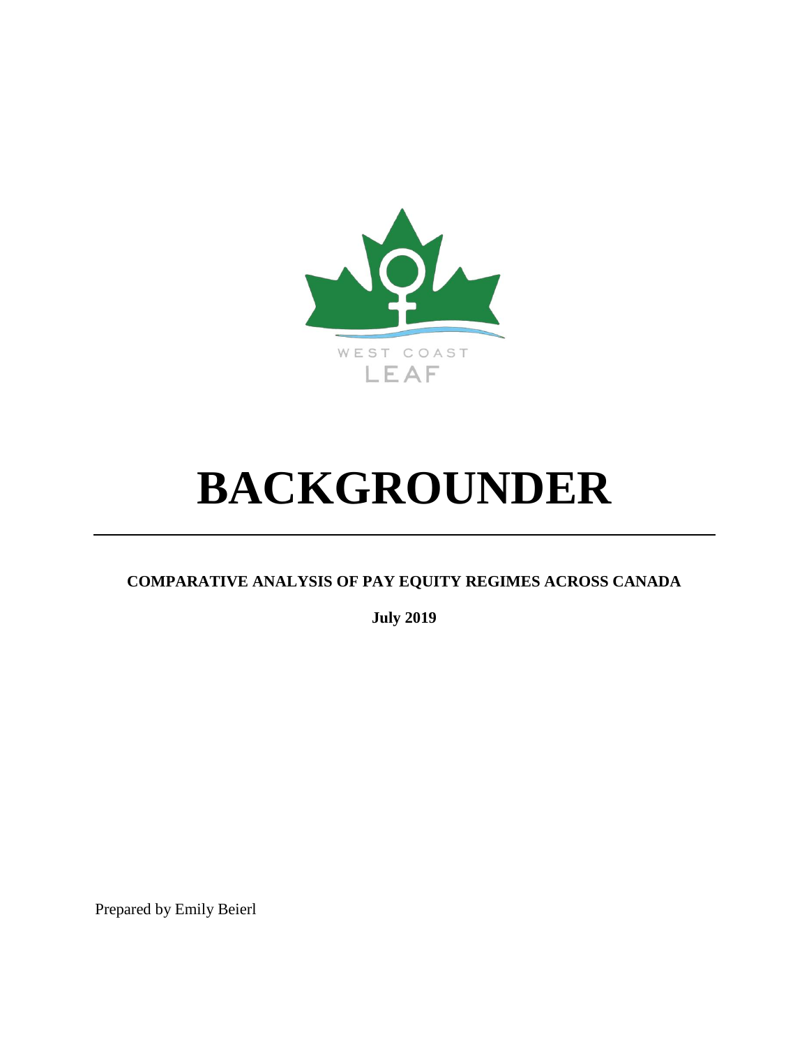WEST COAST

LEAF

# BACKGROUNDER

---

**COMPARATIVE ANALYSIS OF PAY EQUITY REGIMES ACROSS CANADA**

**July 2019**

Prepared by Emily Beierl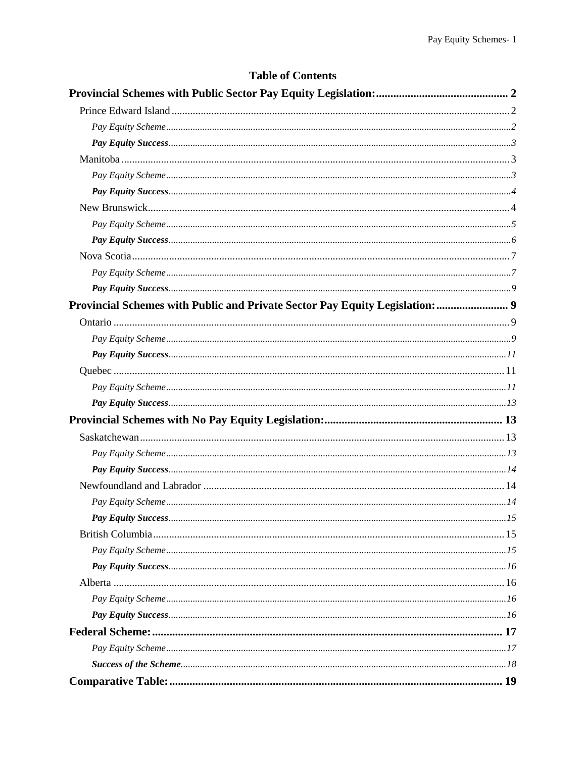# Table of Contents

**Provincial Schemes with Public Sector Pay Equity Legislation:** 2

- Prince Edward Island 2
  - *Pay Equity Scheme* 2
  - ***Pay Equity Success*** 3
- Manitoba 3
  - *Pay Equity Scheme* 3
  - ***Pay Equity Success*** 4
- New Brunswick 4
  - *Pay Equity Scheme* 5
  - ***Pay Equity Success*** 6
- Nova Scotia 7
  - *Pay Equity Scheme* 7
  - ***Pay Equity Success*** 9

**Provincial Schemes with Public and Private Sector Pay Equity Legislation:** 9

- Ontario 9
  - *Pay Equity Scheme* 9
  - ***Pay Equity Success*** 11
- Quebec 11
  - *Pay Equity Scheme* 11
  - ***Pay Equity Success*** 13

**Provincial Schemes with No Pay Equity Legislation:** 13

- Saskatchewan 13
  - *Pay Equity Scheme* 13
  - ***Pay Equity Success*** 14
- Newfoundland and Labrador 14
  - *Pay Equity Scheme* 14
  - ***Pay Equity Success*** 15
- British Columbia 15
  - *Pay Equity Scheme* 15
  - ***Pay Equity Success*** 16
- Alberta 16
  - *Pay Equity Scheme* 16
  - ***Pay Equity Success*** 16

**Federal Scheme:** 17

- *Pay Equity Scheme* 17
- ***Success of the Scheme*** 18

**Comparative Table:** 19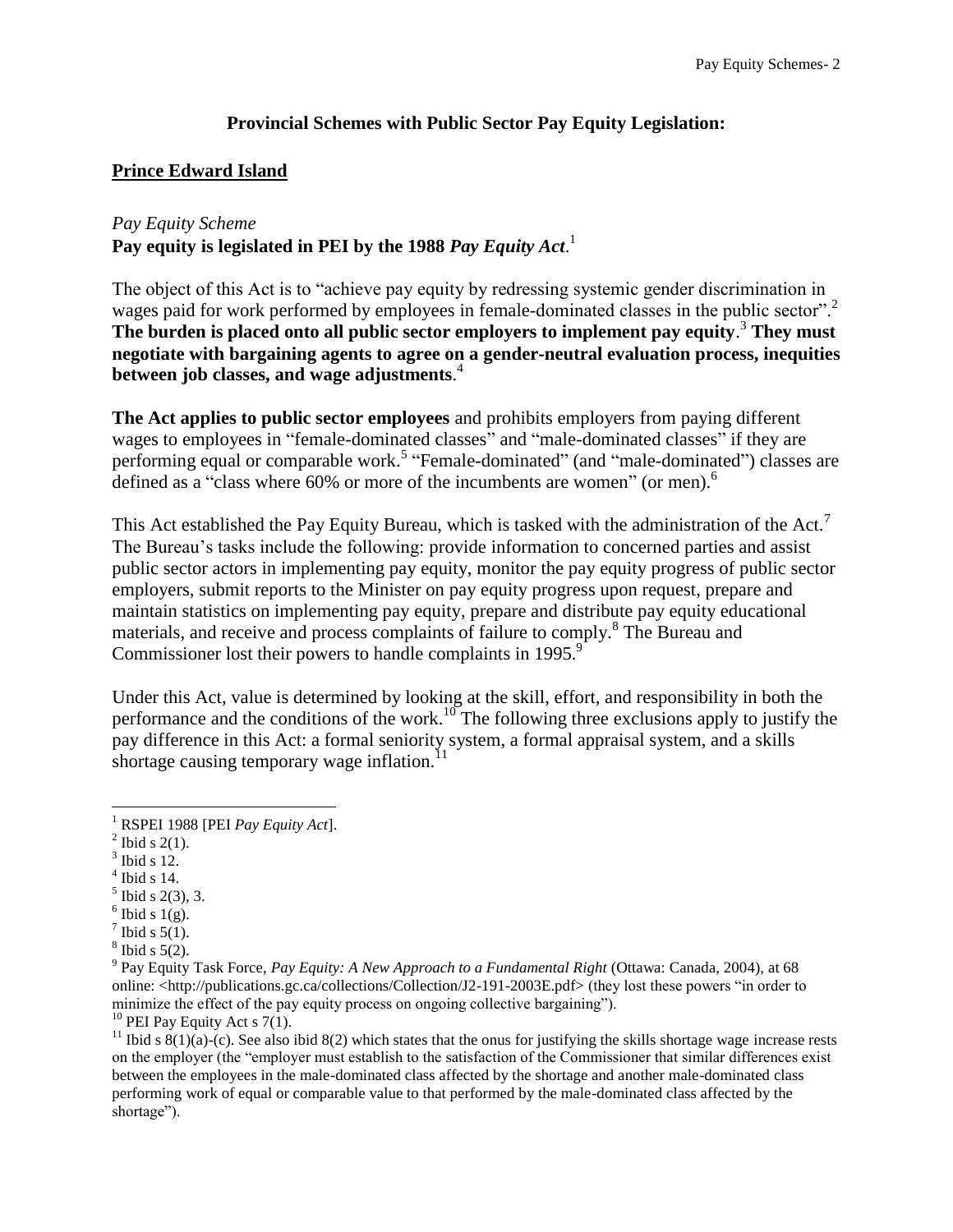## Provincial Schemes with Public Sector Pay Equity Legislation:

### Prince Edward Island

*Pay Equity Scheme*

**Pay equity is legislated in PEI by the 1988 *Pay Equity Act*.**[1]

The object of this Act is to "achieve pay equity by redressing systemic gender discrimination in wages paid for work performed by employees in female-dominated classes in the public sector".[2] **The burden is placed onto all public sector employers to implement pay equity**.[3] **They must negotiate with bargaining agents to agree on a gender-neutral evaluation process, inequities between job classes, and wage adjustments**.[4]

**The Act applies to public sector employees** and prohibits employers from paying different wages to employees in "female-dominated classes" and "male-dominated classes" if they are performing equal or comparable work.[5] "Female-dominated" (and "male-dominated") classes are defined as a "class where 60% or more of the incumbents are women" (or men).[6]

This Act established the Pay Equity Bureau, which is tasked with the administration of the Act.[7] The Bureau's tasks include the following: provide information to concerned parties and assist public sector actors in implementing pay equity, monitor the pay equity progress of public sector employers, submit reports to the Minister on pay equity progress upon request, prepare and maintain statistics on implementing pay equity, prepare and distribute pay equity educational materials, and receive and process complaints of failure to comply.[8] The Bureau and Commissioner lost their powers to handle complaints in 1995.[9]

Under this Act, value is determined by looking at the skill, effort, and responsibility in both the performance and the conditions of the work.[10] The following three exclusions apply to justify the pay difference in this Act: a formal seniority system, a formal appraisal system, and a skills shortage causing temporary wage inflation.[11]

---

[1] RSPEI 1988 [PEI *Pay Equity Act*].

[2] Ibid s 2(1).

[3] Ibid s 12.

[4] Ibid s 14.

[5] Ibid s 2(3), 3.

[6] Ibid s 1(g).

[7] Ibid s 5(1).

[8] Ibid s 5(2).

[9] Pay Equity Task Force, *Pay Equity: A New Approach to a Fundamental Right* (Ottawa: Canada, 2004), at 68 online: <http://publications.gc.ca/collections/Collection/J2-191-2003E.pdf> (they lost these powers "in order to minimize the effect of the pay equity process on ongoing collective bargaining").

[10] PEI Pay Equity Act s 7(1).

[11] Ibid s 8(1)(a)-(c). See also ibid 8(2) which states that the onus for justifying the skills shortage wage increase rests on the employer (the "employer must establish to the satisfaction of the Commissioner that similar differences exist between the employees in the male-dominated class affected by the shortage and another male-dominated class performing work of equal or comparable value to that performed by the male-dominated class affected by the shortage").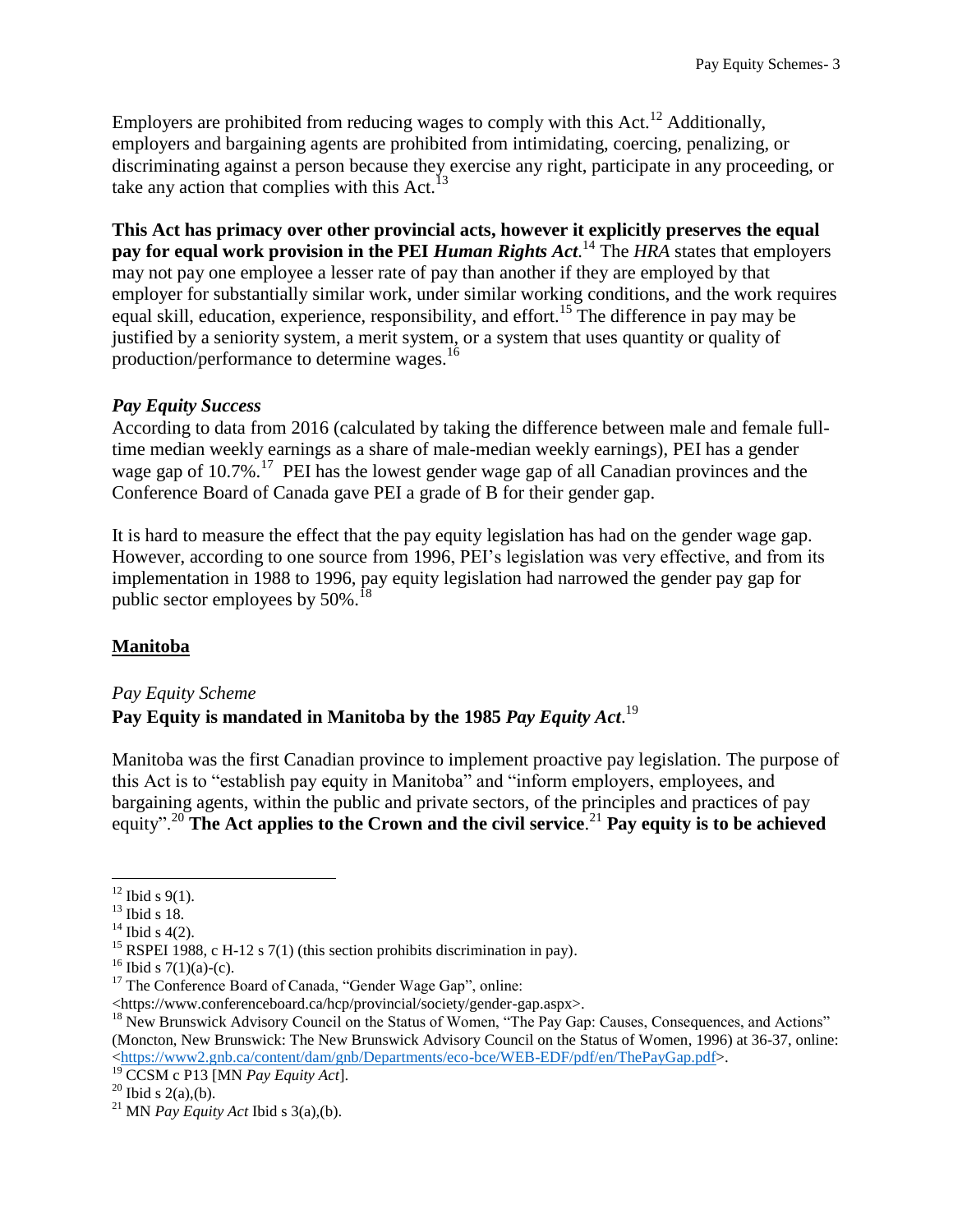Employers are prohibited from reducing wages to comply with this Act.[12] Additionally, employers and bargaining agents are prohibited from intimidating, coercing, penalizing, or discriminating against a person because they exercise any right, participate in any proceeding, or take any action that complies with this Act.[13]

**This Act has primacy over other provincial acts, however it explicitly preserves the equal pay for equal work provision in the PEI *Human Rights Act*.**[14] The *HRA* states that employers may not pay one employee a lesser rate of pay than another if they are employed by that employer for substantially similar work, under similar working conditions, and the work requires equal skill, education, experience, responsibility, and effort.[15] The difference in pay may be justified by a seniority system, a merit system, or a system that uses quantity or quality of production/performance to determine wages.[16]

### *Pay Equity Success*

According to data from 2016 (calculated by taking the difference between male and female full-time median weekly earnings as a share of male-median weekly earnings), PEI has a gender wage gap of 10.7%.[17] PEI has the lowest gender wage gap of all Canadian provinces and the Conference Board of Canada gave PEI a grade of B for their gender gap.

It is hard to measure the effect that the pay equity legislation has had on the gender wage gap. However, according to one source from 1996, PEI's legislation was very effective, and from its implementation in 1988 to 1996, pay equity legislation had narrowed the gender pay gap for public sector employees by 50%.[18]

## Manitoba

### *Pay Equity Scheme*

**Pay Equity is mandated in Manitoba by the 1985 *Pay Equity Act*.**[19]

Manitoba was the first Canadian province to implement proactive pay legislation. The purpose of this Act is to "establish pay equity in Manitoba" and "inform employers, employees, and bargaining agents, within the public and private sectors, of the principles and practices of pay equity".[20] **The Act applies to the Crown and the civil service**.[21] **Pay equity is to be achieved**

---

[12] Ibid s 9(1).

[13] Ibid s 18.

[14] Ibid s 4(2).

[15] RSPEI 1988, c H-12 s 7(1) (this section prohibits discrimination in pay).

[16] Ibid s 7(1)(a)-(c).

[17] The Conference Board of Canada, "Gender Wage Gap", online: <https://www.conferenceboard.ca/hcp/provincial/society/gender-gap.aspx>.

[18] New Brunswick Advisory Council on the Status of Women, "The Pay Gap: Causes, Consequences, and Actions" (Moncton, New Brunswick: The New Brunswick Advisory Council on the Status of Women, 1996) at 36-37, online: <https://www2.gnb.ca/content/dam/gnb/Departments/eco-bce/WEB-EDF/pdf/en/ThePayGap.pdf>.

[19] CCSM c P13 [MN *Pay Equity Act*].

[20] Ibid s 2(a),(b).

[21] MN *Pay Equity Act* Ibid s 3(a),(b).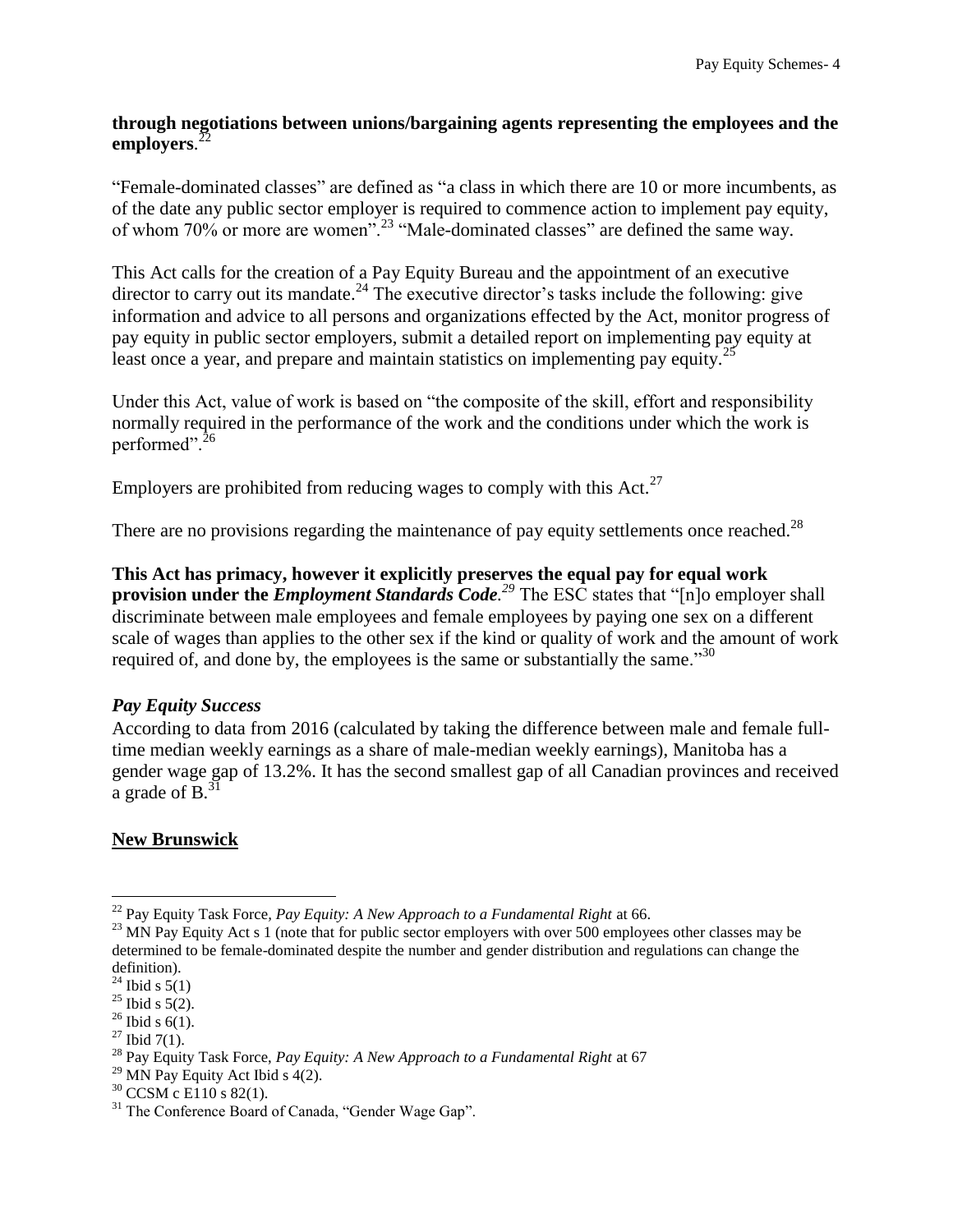**through negotiations between unions/bargaining agents representing the employees and the employers**.[22]

"Female-dominated classes" are defined as "a class in which there are 10 or more incumbents, as of the date any public sector employer is required to commence action to implement pay equity, of whom 70% or more are women".[23] "Male-dominated classes" are defined the same way.

This Act calls for the creation of a Pay Equity Bureau and the appointment of an executive director to carry out its mandate.[24] The executive director's tasks include the following: give information and advice to all persons and organizations effected by the Act, monitor progress of pay equity in public sector employers, submit a detailed report on implementing pay equity at least once a year, and prepare and maintain statistics on implementing pay equity.[25]

Under this Act, value of work is based on "the composite of the skill, effort and responsibility normally required in the performance of the work and the conditions under which the work is performed".[26]

Employers are prohibited from reducing wages to comply with this Act.[27]

There are no provisions regarding the maintenance of pay equity settlements once reached.[28]

**This Act has primacy, however it explicitly preserves the equal pay for equal work provision under the *Employment Standards Code*.**[29] The ESC states that "[n]o employer shall discriminate between male employees and female employees by paying one sex on a different scale of wages than applies to the other sex if the kind or quality of work and the amount of work required of, and done by, the employees is the same or substantially the same."[30]

### *Pay Equity Success*

According to data from 2016 (calculated by taking the difference between male and female full-time median weekly earnings as a share of male-median weekly earnings), Manitoba has a gender wage gap of 13.2%. It has the second smallest gap of all Canadian provinces and received a grade of B.[31]

## New Brunswick

---

[22] Pay Equity Task Force, *Pay Equity: A New Approach to a Fundamental Right* at 66.

[23] MN Pay Equity Act s 1 (note that for public sector employers with over 500 employees other classes may be determined to be female-dominated despite the number and gender distribution and regulations can change the definition).

[24] Ibid s 5(1)

[25] Ibid s 5(2).

[26] Ibid s 6(1).

[27] Ibid 7(1).

[28] Pay Equity Task Force, *Pay Equity: A New Approach to a Fundamental Right* at 67

[29] MN Pay Equity Act Ibid s 4(2).

[30] CCSM c E110 s 82(1).

[31] The Conference Board of Canada, "Gender Wage Gap".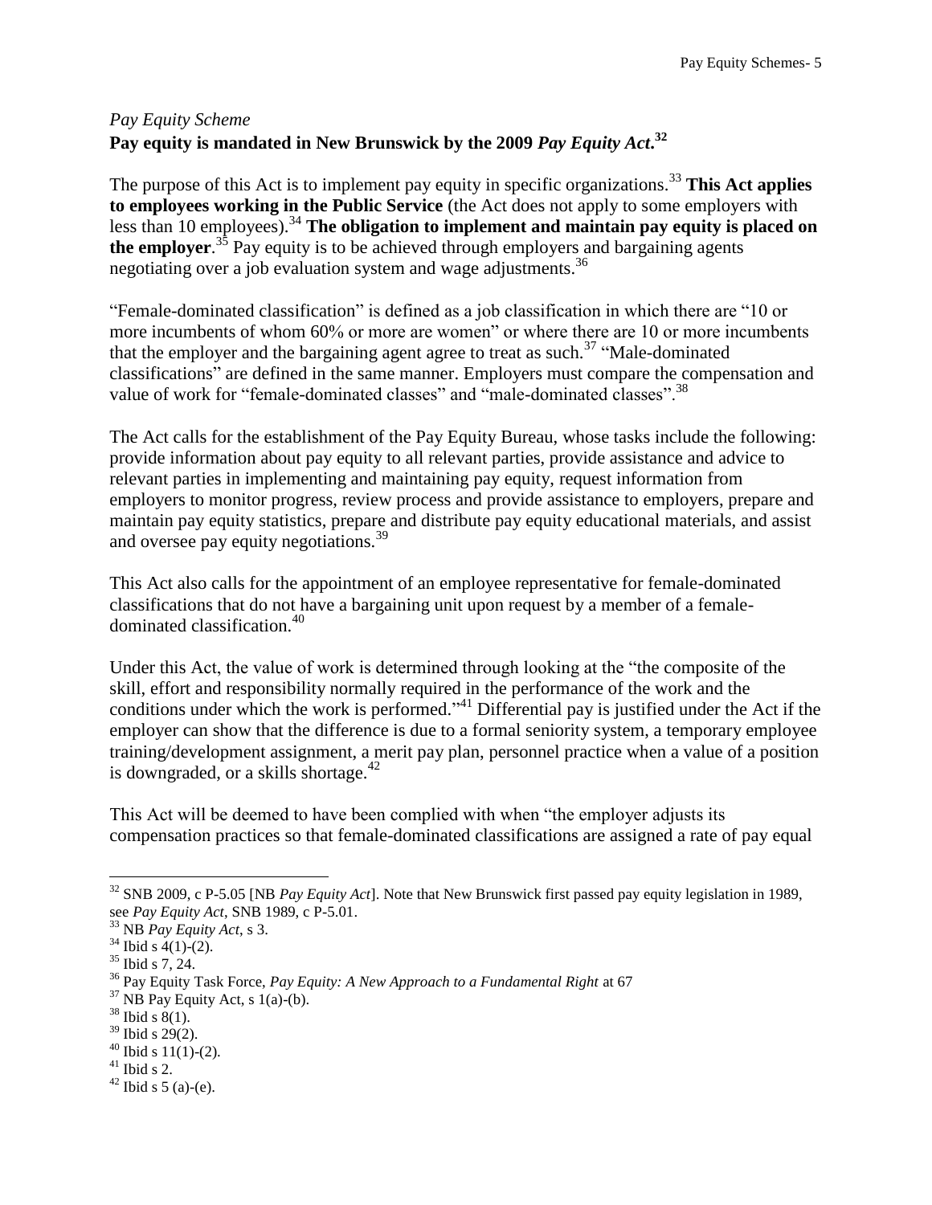*Pay Equity Scheme*

**Pay equity is mandated in New Brunswick by the 2009 *Pay Equity Act*.**[32]

The purpose of this Act is to implement pay equity in specific organizations.[33] **This Act applies to employees working in the Public Service** (the Act does not apply to some employers with less than 10 employees).[34] **The obligation to implement and maintain pay equity is placed on the employer**.[35] Pay equity is to be achieved through employers and bargaining agents negotiating over a job evaluation system and wage adjustments.[36]

"Female-dominated classification" is defined as a job classification in which there are "10 or more incumbents of whom 60% or more are women" or where there are 10 or more incumbents that the employer and the bargaining agent agree to treat as such.[37] "Male-dominated classifications" are defined in the same manner. Employers must compare the compensation and value of work for "female-dominated classes" and "male-dominated classes".[38]

The Act calls for the establishment of the Pay Equity Bureau, whose tasks include the following: provide information about pay equity to all relevant parties, provide assistance and advice to relevant parties in implementing and maintaining pay equity, request information from employers to monitor progress, review process and provide assistance to employers, prepare and maintain pay equity statistics, prepare and distribute pay equity educational materials, and assist and oversee pay equity negotiations.[39]

This Act also calls for the appointment of an employee representative for female-dominated classifications that do not have a bargaining unit upon request by a member of a female-dominated classification.[40]

Under this Act, the value of work is determined through looking at the "the composite of the skill, effort and responsibility normally required in the performance of the work and the conditions under which the work is performed."[41] Differential pay is justified under the Act if the employer can show that the difference is due to a formal seniority system, a temporary employee training/development assignment, a merit pay plan, personnel practice when a value of a position is downgraded, or a skills shortage.[42]

This Act will be deemed to have been complied with when "the employer adjusts its compensation practices so that female-dominated classifications are assigned a rate of pay equal

---

[32] SNB 2009, c P-5.05 [NB *Pay Equity Act*]. Note that New Brunswick first passed pay equity legislation in 1989, see *Pay Equity Act*, SNB 1989, c P-5.01.

[33] NB *Pay Equity Act*, s 3.

[34] Ibid s 4(1)-(2).

[35] Ibid s 7, 24.

[36] Pay Equity Task Force, *Pay Equity: A New Approach to a Fundamental Right* at 67

[37] NB Pay Equity Act, s 1(a)-(b).

[38] Ibid s 8(1).

[39] Ibid s 29(2).

[40] Ibid s 11(1)-(2).

[41] Ibid s 2.

[42] Ibid s 5 (a)-(e).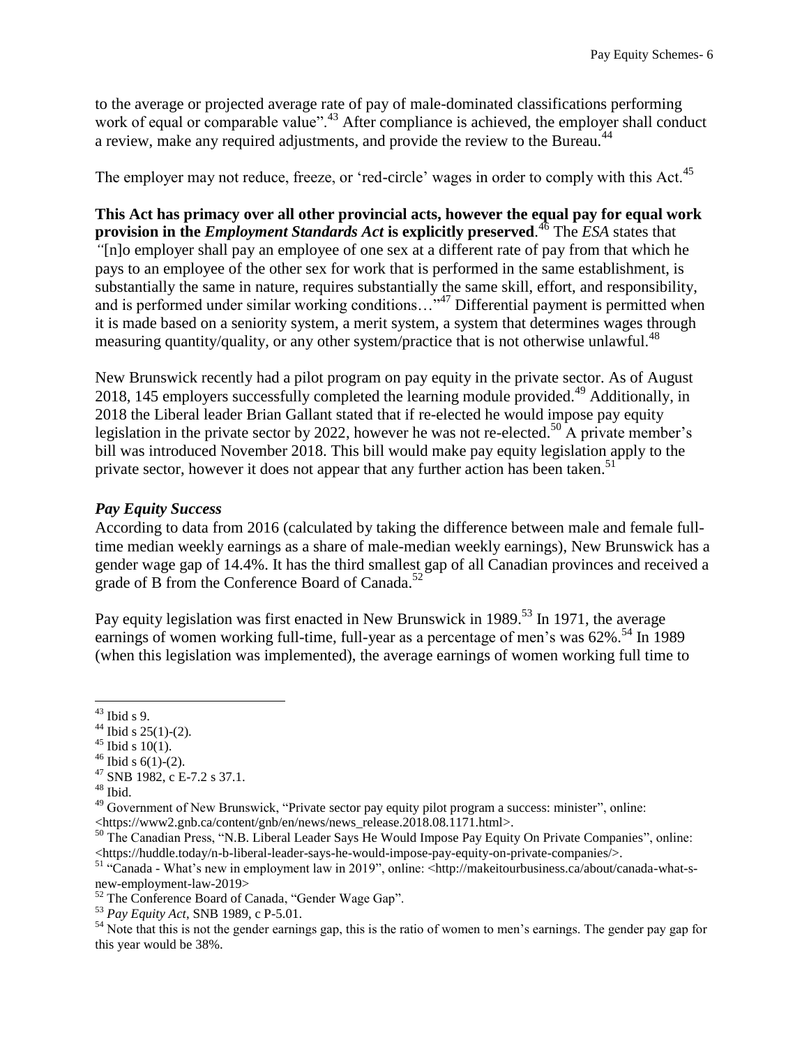to the average or projected average rate of pay of male-dominated classifications performing work of equal or comparable value".[43] After compliance is achieved, the employer shall conduct a review, make any required adjustments, and provide the review to the Bureau.[44]

The employer may not reduce, freeze, or 'red-circle' wages in order to comply with this Act.[45]

**This Act has primacy over all other provincial acts, however the equal pay for equal work provision in the *Employment Standards Act* is explicitly preserved**.[46] The *ESA* states that "[n]o employer shall pay an employee of one sex at a different rate of pay from that which he pays to an employee of the other sex for work that is performed in the same establishment, is substantially the same in nature, requires substantially the same skill, effort, and responsibility, and is performed under similar working conditions…"[47] Differential payment is permitted when it is made based on a seniority system, a merit system, a system that determines wages through measuring quantity/quality, or any other system/practice that is not otherwise unlawful.[48]

New Brunswick recently had a pilot program on pay equity in the private sector. As of August 2018, 145 employers successfully completed the learning module provided.[49] Additionally, in 2018 the Liberal leader Brian Gallant stated that if re-elected he would impose pay equity legislation in the private sector by 2022, however he was not re-elected.[50] A private member's bill was introduced November 2018. This bill would make pay equity legislation apply to the private sector, however it does not appear that any further action has been taken.[51]

### *Pay Equity Success*

According to data from 2016 (calculated by taking the difference between male and female full-time median weekly earnings as a share of male-median weekly earnings), New Brunswick has a gender wage gap of 14.4%. It has the third smallest gap of all Canadian provinces and received a grade of B from the Conference Board of Canada.[52]

Pay equity legislation was first enacted in New Brunswick in 1989.[53] In 1971, the average earnings of women working full-time, full-year as a percentage of men's was 62%.[54] In 1989 (when this legislation was implemented), the average earnings of women working full time to

---

[43] Ibid s 9.

[44] Ibid s 25(1)-(2).

[45] Ibid s 10(1).

[46] Ibid s 6(1)-(2).

[47] SNB 1982, c E-7.2 s 37.1.

[48] Ibid.

[49] Government of New Brunswick, "Private sector pay equity pilot program a success: minister", online: <https://www2.gnb.ca/content/gnb/en/news/news_release.2018.08.1171.html>.

[50] The Canadian Press, "N.B. Liberal Leader Says He Would Impose Pay Equity On Private Companies", online: <https://huddle.today/n-b-liberal-leader-says-he-would-impose-pay-equity-on-private-companies/>.

[51] "Canada - What's new in employment law in 2019", online: <http://makeitourbusiness.ca/about/canada-what-s-new-employment-law-2019>

[52] The Conference Board of Canada, "Gender Wage Gap".

[53] *Pay Equity Act*, SNB 1989, c P-5.01.

[54] Note that this is not the gender earnings gap, this is the ratio of women to men's earnings. The gender pay gap for this year would be 38%.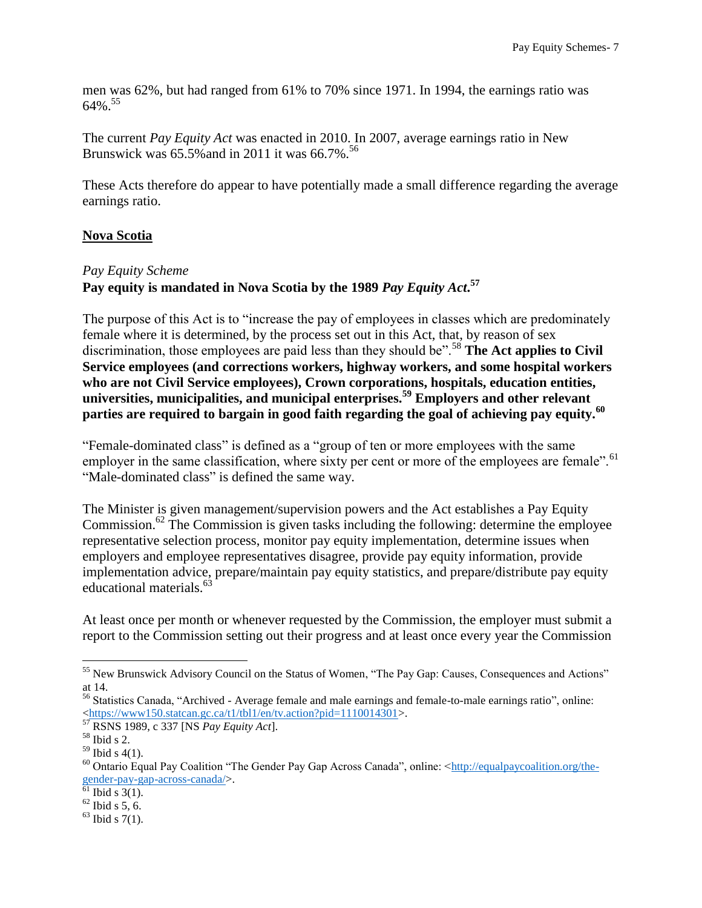men was 62%, but had ranged from 61% to 70% since 1971. In 1994, the earnings ratio was 64%.[55]

The current *Pay Equity Act* was enacted in 2010. In 2007, average earnings ratio in New Brunswick was 65.5%and in 2011 it was 66.7%.[56]

These Acts therefore do appear to have potentially made a small difference regarding the average earnings ratio.

## Nova Scotia

### *Pay Equity Scheme*

**Pay equity is mandated in Nova Scotia by the 1989 *Pay Equity Act*.[57]**

The purpose of this Act is to "increase the pay of employees in classes which are predominately female where it is determined, by the process set out in this Act, that, by reason of sex discrimination, those employees are paid less than they should be".[58] **The Act applies to Civil Service employees (and corrections workers, highway workers, and some hospital workers who are not Civil Service employees), Crown corporations, hospitals, education entities, universities, municipalities, and municipal enterprises.[59] Employers and other relevant parties are required to bargain in good faith regarding the goal of achieving pay equity.[60]**

"Female-dominated class" is defined as a "group of ten or more employees with the same employer in the same classification, where sixty per cent or more of the employees are female".[61] "Male-dominated class" is defined the same way.

The Minister is given management/supervision powers and the Act establishes a Pay Equity Commission.[62] The Commission is given tasks including the following: determine the employee representative selection process, monitor pay equity implementation, determine issues when employers and employee representatives disagree, provide pay equity information, provide implementation advice, prepare/maintain pay equity statistics, and prepare/distribute pay equity educational materials.[63]

At least once per month or whenever requested by the Commission, the employer must submit a report to the Commission setting out their progress and at least once every year the Commission

---

[55] New Brunswick Advisory Council on the Status of Women, "The Pay Gap: Causes, Consequences and Actions" at 14.

[56] Statistics Canada, "Archived - Average female and male earnings and female-to-male earnings ratio", online: <https://www150.statcan.gc.ca/t1/tbl1/en/tv.action?pid=1110014301>.

[57] RSNS 1989, c 337 [NS *Pay Equity Act*].

[58] Ibid s 2.

[59] Ibid s 4(1).

[60] Ontario Equal Pay Coalition "The Gender Pay Gap Across Canada", online: <http://equalpaycoalition.org/the-gender-pay-gap-across-canada/>.

[61] Ibid s 3(1).

[62] Ibid s 5, 6.

[63] Ibid s 7(1).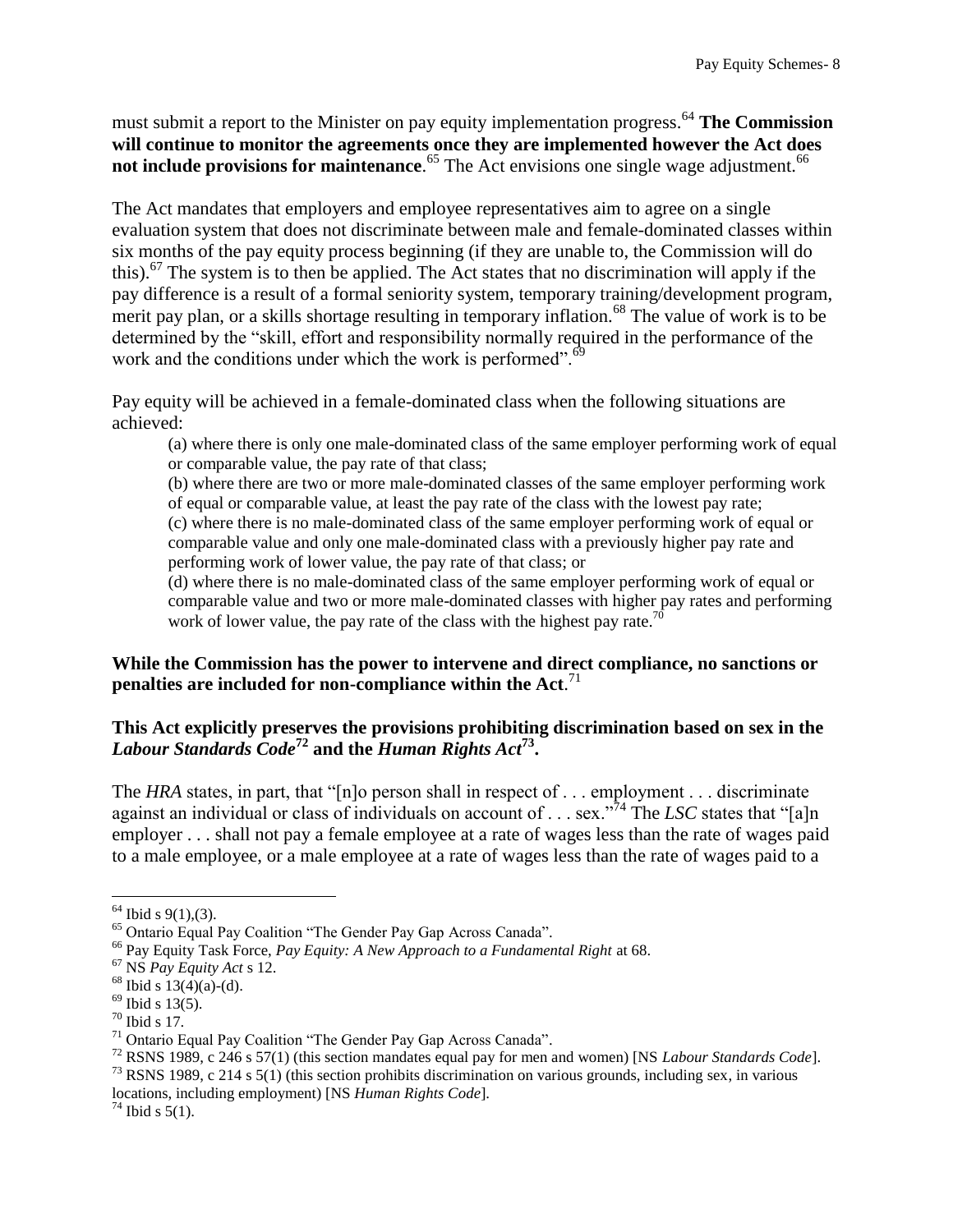must submit a report to the Minister on pay equity implementation progress.[64] **The Commission will continue to monitor the agreements once they are implemented however the Act does not include provisions for maintenance**.[65] The Act envisions one single wage adjustment.[66]

The Act mandates that employers and employee representatives aim to agree on a single evaluation system that does not discriminate between male and female-dominated classes within six months of the pay equity process beginning (if they are unable to, the Commission will do this).[67] The system is to then be applied. The Act states that no discrimination will apply if the pay difference is a result of a formal seniority system, temporary training/development program, merit pay plan, or a skills shortage resulting in temporary inflation.[68] The value of work is to be determined by the "skill, effort and responsibility normally required in the performance of the work and the conditions under which the work is performed".[69]

Pay equity will be achieved in a female-dominated class when the following situations are achieved:

> (a) where there is only one male-dominated class of the same employer performing work of equal or comparable value, the pay rate of that class;
> (b) where there are two or more male-dominated classes of the same employer performing work of equal or comparable value, at least the pay rate of the class with the lowest pay rate;
> (c) where there is no male-dominated class of the same employer performing work of equal or comparable value and only one male-dominated class with a previously higher pay rate and performing work of lower value, the pay rate of that class; or
> (d) where there is no male-dominated class of the same employer performing work of equal or comparable value and two or more male-dominated classes with higher pay rates and performing work of lower value, the pay rate of the class with the highest pay rate.[70]

**While the Commission has the power to intervene and direct compliance, no sanctions or penalties are included for non-compliance within the Act**.[71]

**This Act explicitly preserves the provisions prohibiting discrimination based on sex in the *Labour Standards Code*[72] and the *Human Rights Act*[73].**

The *HRA* states, in part, that "[n]o person shall in respect of . . . employment . . . discriminate against an individual or class of individuals on account of . . . sex."[74] The *LSC* states that "[a]n employer . . . shall not pay a female employee at a rate of wages less than the rate of wages paid to a male employee, or a male employee at a rate of wages less than the rate of wages paid to a

---

[64] Ibid s 9(1),(3).
[65] Ontario Equal Pay Coalition "The Gender Pay Gap Across Canada".
[66] Pay Equity Task Force, *Pay Equity: A New Approach to a Fundamental Right* at 68.
[67] NS *Pay Equity Act* s 12.
[68] Ibid s 13(4)(a)-(d).
[69] Ibid s 13(5).
[70] Ibid s 17.
[71] Ontario Equal Pay Coalition "The Gender Pay Gap Across Canada".
[72] RSNS 1989, c 246 s 57(1) (this section mandates equal pay for men and women) [NS *Labour Standards Code*].
[73] RSNS 1989, c 214 s 5(1) (this section prohibits discrimination on various grounds, including sex, in various locations, including employment) [NS *Human Rights Code*].
[74] Ibid s 5(1).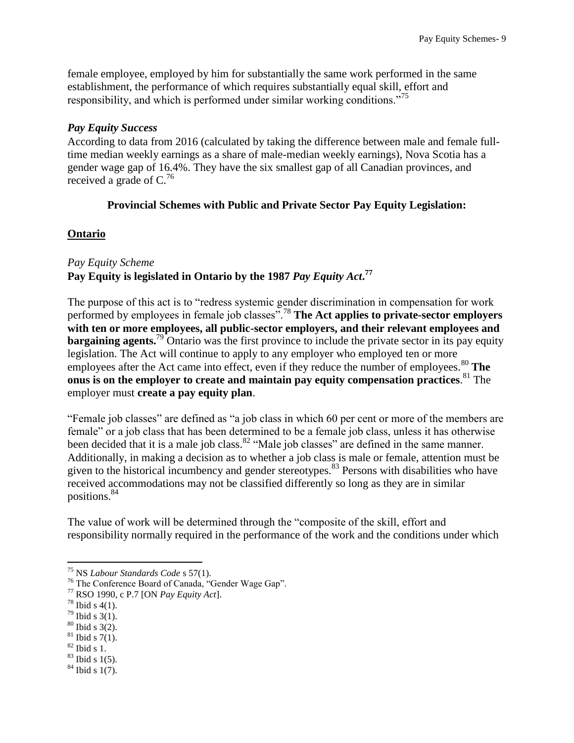female employee, employed by him for substantially the same work performed in the same establishment, the performance of which requires substantially equal skill, effort and responsibility, and which is performed under similar working conditions."[75]

### *Pay Equity Success*

According to data from 2016 (calculated by taking the difference between male and female full-time median weekly earnings as a share of male-median weekly earnings), Nova Scotia has a gender wage gap of 16.4%. They have the six smallest gap of all Canadian provinces, and received a grade of C.[76]

## **Provincial Schemes with Public and Private Sector Pay Equity Legislation:**

### **Ontario**

*Pay Equity Scheme*

**Pay Equity is legislated in Ontario by the 1987 *Pay Equity Act*.[77]**

The purpose of this act is to "redress systemic gender discrimination in compensation for work performed by employees in female job classes".[78] **The Act applies to private-sector employers with ten or more employees, all public-sector employers, and their relevant employees and bargaining agents.**[79] Ontario was the first province to include the private sector in its pay equity legislation. The Act will continue to apply to any employer who employed ten or more employees after the Act came into effect, even if they reduce the number of employees.[80] **The onus is on the employer to create and maintain pay equity compensation practices**.[81] The employer must **create a pay equity plan**.

"Female job classes" are defined as "a job class in which 60 per cent or more of the members are female" or a job class that has been determined to be a female job class, unless it has otherwise been decided that it is a male job class.[82] "Male job classes" are defined in the same manner. Additionally, in making a decision as to whether a job class is male or female, attention must be given to the historical incumbency and gender stereotypes.[83] Persons with disabilities who have received accommodations may not be classified differently so long as they are in similar positions.[84]

The value of work will be determined through the "composite of the skill, effort and responsibility normally required in the performance of the work and the conditions under which

---

[75] NS *Labour Standards Code* s 57(1).
[76] The Conference Board of Canada, "Gender Wage Gap".
[77] RSO 1990, c P.7 [ON *Pay Equity Act*].
[78] Ibid s 4(1).
[79] Ibid s 3(1).
[80] Ibid s 3(2).
[81] Ibid s 7(1).
[82] Ibid s 1.
[83] Ibid s 1(5).
[84] Ibid s 1(7).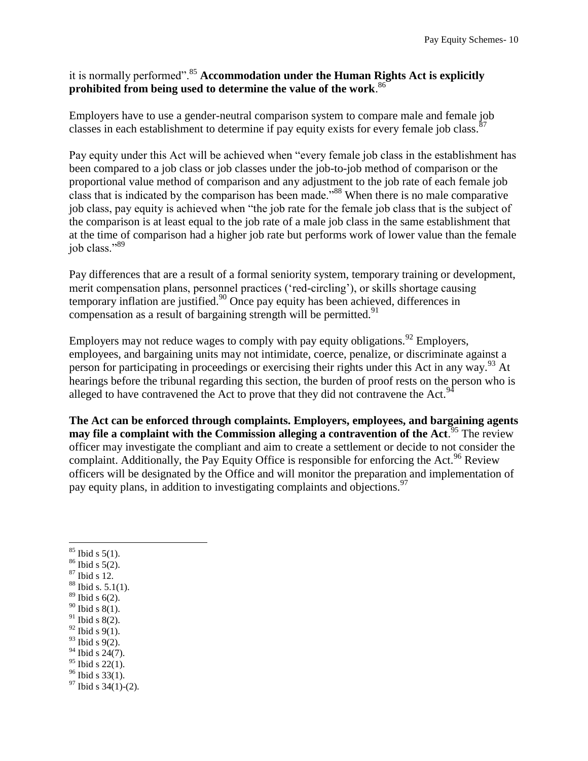it is normally performed”.[85] **Accommodation under the Human Rights Act is explicitly prohibited from being used to determine the value of the work**.[86]

Employers have to use a gender-neutral comparison system to compare male and female job classes in each establishment to determine if pay equity exists for every female job class.[87]

Pay equity under this Act will be achieved when “every female job class in the establishment has been compared to a job class or job classes under the job-to-job method of comparison or the proportional value method of comparison and any adjustment to the job rate of each female job class that is indicated by the comparison has been made.”[88] When there is no male comparative job class, pay equity is achieved when “the job rate for the female job class that is the subject of the comparison is at least equal to the job rate of a male job class in the same establishment that at the time of comparison had a higher job rate but performs work of lower value than the female job class.”[89]

Pay differences that are a result of a formal seniority system, temporary training or development, merit compensation plans, personnel practices (‘red-circling’), or skills shortage causing temporary inflation are justified.[90] Once pay equity has been achieved, differences in compensation as a result of bargaining strength will be permitted.[91]

Employers may not reduce wages to comply with pay equity obligations.[92] Employers, employees, and bargaining units may not intimidate, coerce, penalize, or discriminate against a person for participating in proceedings or exercising their rights under this Act in any way.[93] At hearings before the tribunal regarding this section, the burden of proof rests on the person who is alleged to have contravened the Act to prove that they did not contravene the Act.[94]

**The Act can be enforced through complaints. Employers, employees, and bargaining agents may file a complaint with the Commission alleging a contravention of the Act**.[95] The review officer may investigate the compliant and aim to create a settlement or decide to not consider the complaint. Additionally, the Pay Equity Office is responsible for enforcing the Act.[96] Review officers will be designated by the Office and will monitor the preparation and implementation of pay equity plans, in addition to investigating complaints and objections.[97]

---

[85] Ibid s 5(1).
[86] Ibid s 5(2).
[87] Ibid s 12.
[88] Ibid s. 5.1(1).
[89] Ibid s 6(2).
[90] Ibid s 8(1).
[91] Ibid s 8(2).
[92] Ibid s 9(1).
[93] Ibid s 9(2).
[94] Ibid s 24(7).
[95] Ibid s 22(1).
[96] Ibid s 33(1).
[97] Ibid s 34(1)-(2).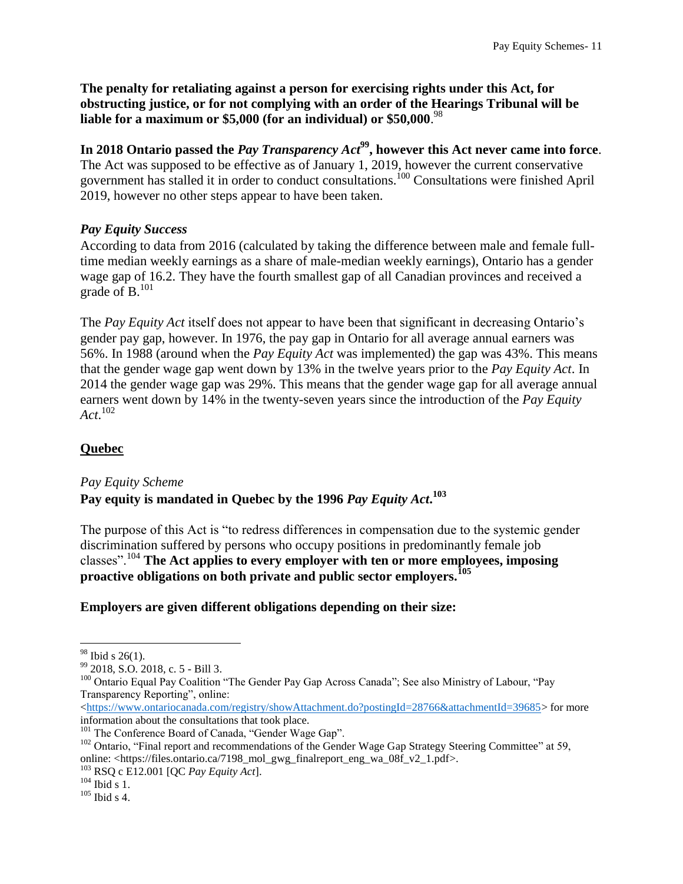**The penalty for retaliating against a person for exercising rights under this Act, for obstructing justice, or for not complying with an order of the Hearings Tribunal will be liable for a maximum or $5,000 (for an individual) or $50,000**.[98]

**In 2018 Ontario passed the *Pay Transparency Act*[99], however this Act never came into force**. The Act was supposed to be effective as of January 1, 2019, however the current conservative government has stalled it in order to conduct consultations.[100] Consultations were finished April 2019, however no other steps appear to have been taken.

### *Pay Equity Success*

According to data from 2016 (calculated by taking the difference between male and female full-time median weekly earnings as a share of male-median weekly earnings), Ontario has a gender wage gap of 16.2. They have the fourth smallest gap of all Canadian provinces and received a grade of B.[101]

The *Pay Equity Act* itself does not appear to have been that significant in decreasing Ontario's gender pay gap, however. In 1976, the pay gap in Ontario for all average annual earners was 56%. In 1988 (around when the *Pay Equity Act* was implemented) the gap was 43%. This means that the gender wage gap went down by 13% in the twelve years prior to the *Pay Equity Act*. In 2014 the gender wage gap was 29%. This means that the gender wage gap for all average annual earners went down by 14% in the twenty-seven years since the introduction of the *Pay Equity Act*.[102]

## Quebec

### *Pay Equity Scheme*

**Pay equity is mandated in Quebec by the 1996 *Pay Equity Act*.[103]**

The purpose of this Act is "to redress differences in compensation due to the systemic gender discrimination suffered by persons who occupy positions in predominantly female job classes".[104] **The Act applies to every employer with ten or more employees, imposing proactive obligations on both private and public sector employers.[105]**

**Employers are given different obligations depending on their size:**

---

[98] Ibid s 26(1).

[99] 2018, S.O. 2018, c. 5 - Bill 3.

[100] Ontario Equal Pay Coalition "The Gender Pay Gap Across Canada"; See also Ministry of Labour, "Pay Transparency Reporting", online: <https://www.ontariocanada.com/registry/showAttachment.do?postingId=28766&attachmentId=39685> for more information about the consultations that took place.

[101] The Conference Board of Canada, "Gender Wage Gap".

[102] Ontario, "Final report and recommendations of the Gender Wage Gap Strategy Steering Committee" at 59, online: <https://files.ontario.ca/7198_mol_gwg_finalreport_eng_wa_08f_v2_1.pdf>.

[103] RSQ c E12.001 [QC *Pay Equity Act*].

[104] Ibid s 1.

[105] Ibid s 4.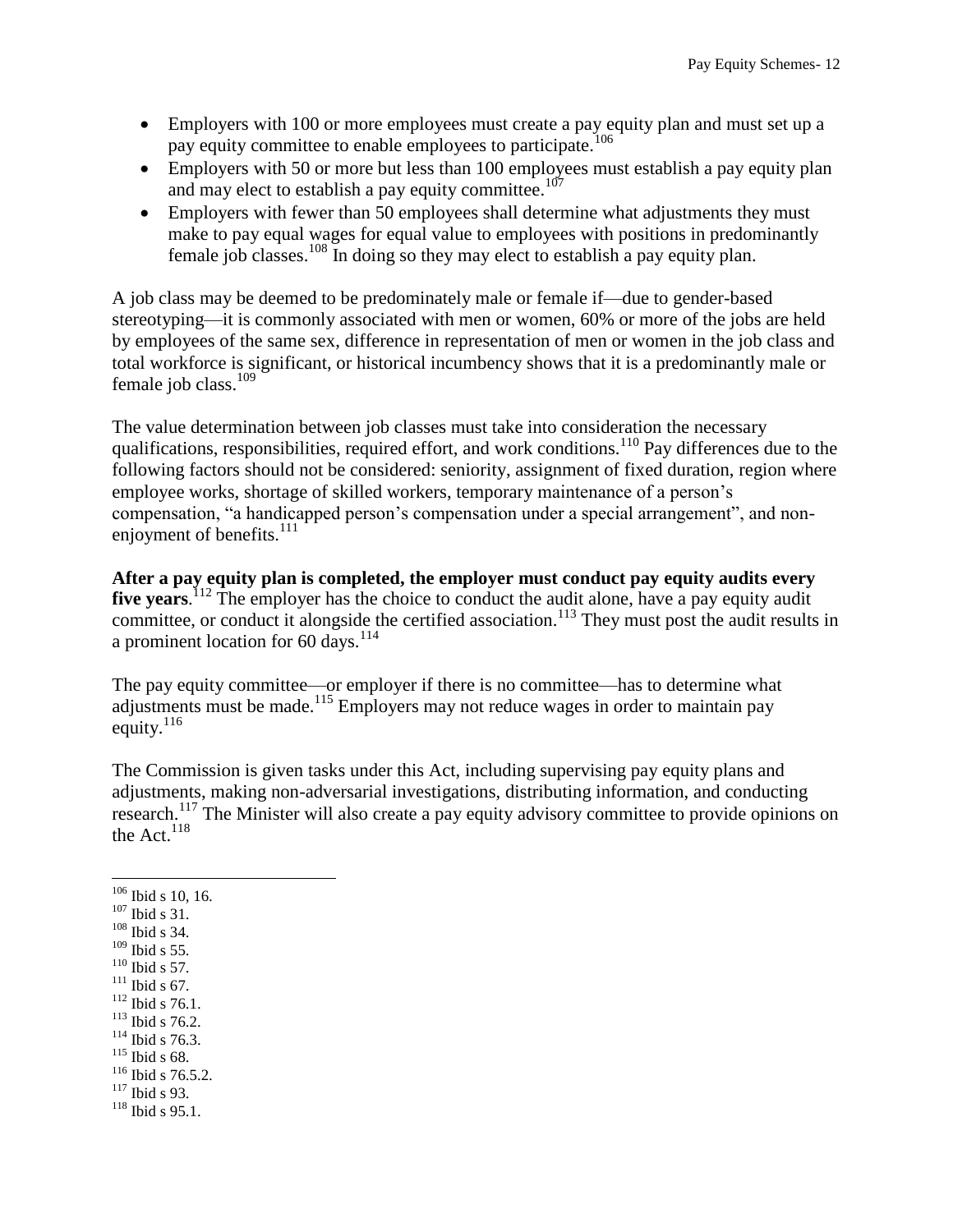- Employers with 100 or more employees must create a pay equity plan and must set up a pay equity committee to enable employees to participate.[106]
- Employers with 50 or more but less than 100 employees must establish a pay equity plan and may elect to establish a pay equity committee.[107]
- Employers with fewer than 50 employees shall determine what adjustments they must make to pay equal wages for equal value to employees with positions in predominantly female job classes.[108] In doing so they may elect to establish a pay equity plan.

A job class may be deemed to be predominately male or female if—due to gender-based stereotyping—it is commonly associated with men or women, 60% or more of the jobs are held by employees of the same sex, difference in representation of men or women in the job class and total workforce is significant, or historical incumbency shows that it is a predominantly male or female job class.[109]

The value determination between job classes must take into consideration the necessary qualifications, responsibilities, required effort, and work conditions.[110] Pay differences due to the following factors should not be considered: seniority, assignment of fixed duration, region where employee works, shortage of skilled workers, temporary maintenance of a person's compensation, "a handicapped person's compensation under a special arrangement", and non-enjoyment of benefits.[111]

**After a pay equity plan is completed, the employer must conduct pay equity audits every five years**.[112] The employer has the choice to conduct the audit alone, have a pay equity audit committee, or conduct it alongside the certified association.[113] They must post the audit results in a prominent location for 60 days.[114]

The pay equity committee—or employer if there is no committee—has to determine what adjustments must be made.[115] Employers may not reduce wages in order to maintain pay equity.[116]

The Commission is given tasks under this Act, including supervising pay equity plans and adjustments, making non-adversarial investigations, distributing information, and conducting research.[117] The Minister will also create a pay equity advisory committee to provide opinions on the Act.[118]

---

[106] Ibid s 10, 16.
[107] Ibid s 31.
[108] Ibid s 34.
[109] Ibid s 55.
[110] Ibid s 57.
[111] Ibid s 67.
[112] Ibid s 76.1.
[113] Ibid s 76.2.
[114] Ibid s 76.3.
[115] Ibid s 68.
[116] Ibid s 76.5.2.
[117] Ibid s 93.
[118] Ibid s 95.1.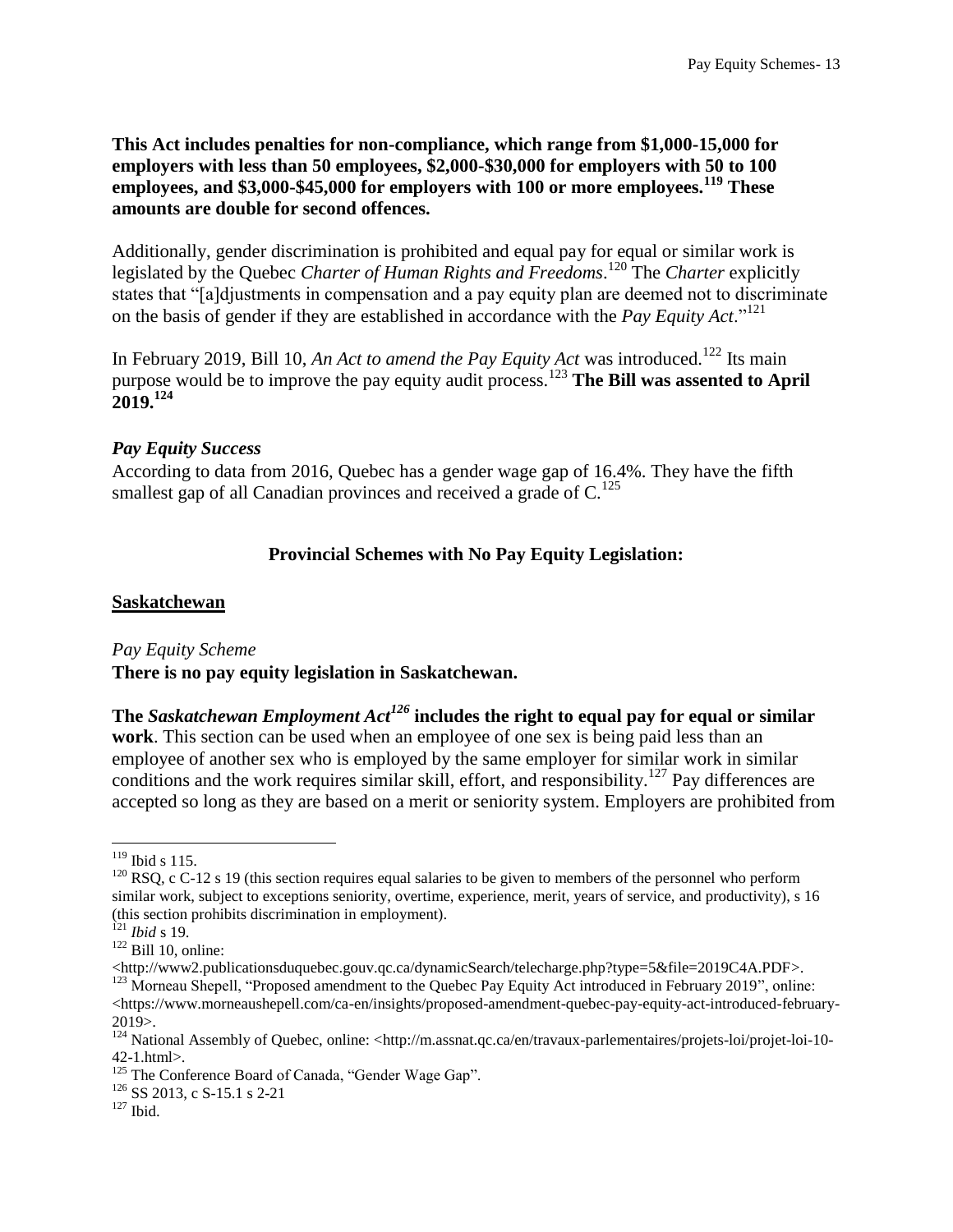**This Act includes penalties for non-compliance, which range from $1,000-15,000 for employers with less than 50 employees, $2,000-$30,000 for employers with 50 to 100 employees, and $3,000-$45,000 for employers with 100 or more employees.[119] These amounts are double for second offences.**

Additionally, gender discrimination is prohibited and equal pay for equal or similar work is legislated by the Quebec *Charter of Human Rights and Freedoms*.[120] The *Charter* explicitly states that "[a]djustments in compensation and a pay equity plan are deemed not to discriminate on the basis of gender if they are established in accordance with the *Pay Equity Act*."[121]

In February 2019, Bill 10, *An Act to amend the Pay Equity Act* was introduced.[122] Its main purpose would be to improve the pay equity audit process.[123] **The Bill was assented to April 2019.[124]**

### *Pay Equity Success*

According to data from 2016, Quebec has a gender wage gap of 16.4%. They have the fifth smallest gap of all Canadian provinces and received a grade of C.[125]

## Provincial Schemes with No Pay Equity Legislation:

### Saskatchewan

*Pay Equity Scheme*

**There is no pay equity legislation in Saskatchewan.**

**The *Saskatchewan Employment Act*[126] includes the right to equal pay for equal or similar work**. This section can be used when an employee of one sex is being paid less than an employee of another sex who is employed by the same employer for similar work in similar conditions and the work requires similar skill, effort, and responsibility.[127] Pay differences are accepted so long as they are based on a merit or seniority system. Employers are prohibited from

---

[119] Ibid s 115.

[120] RSQ, c C-12 s 19 (this section requires equal salaries to be given to members of the personnel who perform similar work, subject to exceptions seniority, overtime, experience, merit, years of service, and productivity), s 16 (this section prohibits discrimination in employment).

[121] *Ibid* s 19.

[122] Bill 10, online: <http://www2.publicationsduquebec.gouv.qc.ca/dynamicSearch/telecharge.php?type=5&file=2019C4A.PDF>.

[123] Morneau Shepell, "Proposed amendment to the Quebec Pay Equity Act introduced in February 2019", online: <https://www.morneaushepell.com/ca-en/insights/proposed-amendment-quebec-pay-equity-act-introduced-february-2019>.

[124] National Assembly of Quebec, online: <http://m.assnat.qc.ca/en/travaux-parlementaires/projets-loi/projet-loi-10-42-1.html>.

[125] The Conference Board of Canada, "Gender Wage Gap".

[126] SS 2013, c S-15.1 s 2-21

[127] Ibid.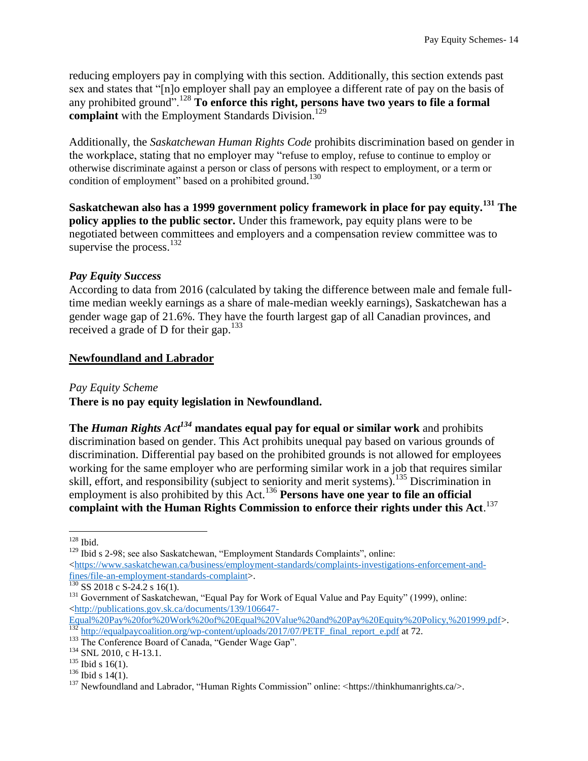reducing employers pay in complying with this section. Additionally, this section extends past sex and states that "[n]o employer shall pay an employee a different rate of pay on the basis of any prohibited ground".[128] **To enforce this right, persons have two years to file a formal complaint** with the Employment Standards Division.[129]

Additionally, the *Saskatchewan Human Rights Code* prohibits discrimination based on gender in the workplace, stating that no employer may "refuse to employ, refuse to continue to employ or otherwise discriminate against a person or class of persons with respect to employment, or a term or condition of employment" based on a prohibited ground.[130]

**Saskatchewan also has a 1999 government policy framework in place for pay equity.[131] The policy applies to the public sector.** Under this framework, pay equity plans were to be negotiated between committees and employers and a compensation review committee was to supervise the process.[132]

### *Pay Equity Success*

According to data from 2016 (calculated by taking the difference between male and female full-time median weekly earnings as a share of male-median weekly earnings), Saskatchewan has a gender wage gap of 21.6%. They have the fourth largest gap of all Canadian provinces, and received a grade of D for their gap.[133]

## Newfoundland and Labrador

### *Pay Equity Scheme*

**There is no pay equity legislation in Newfoundland.**

**The *Human Rights Act*[134] mandates equal pay for equal or similar work** and prohibits discrimination based on gender. This Act prohibits unequal pay based on various grounds of discrimination. Differential pay based on the prohibited grounds is not allowed for employees working for the same employer who are performing similar work in a job that requires similar skill, effort, and responsibility (subject to seniority and merit systems).[135] Discrimination in employment is also prohibited by this Act.[136] **Persons have one year to file an official complaint with the Human Rights Commission to enforce their rights under this Act**.[137]

---

[128] Ibid.

[129] Ibid s 2-98; see also Saskatchewan, "Employment Standards Complaints", online: <https://www.saskatchewan.ca/business/employment-standards/complaints-investigations-enforcement-and-fines/file-an-employment-standards-complaint>.

[130] SS 2018 c S-24.2 s 16(1).

[131] Government of Saskatchewan, "Equal Pay for Work of Equal Value and Pay Equity" (1999), online: <http://publications.gov.sk.ca/documents/139/106647-Equal%20Pay%20for%20Work%20of%20Equal%20Value%20and%20Pay%20Equity%20Policy,%201999.pdf>.

[132] http://equalpaycoalition.org/wp-content/uploads/2017/07/PETF_final_report_e.pdf at 72.

[133] The Conference Board of Canada, "Gender Wage Gap".

[134] SNL 2010, c H-13.1.

[135] Ibid s 16(1).

[136] Ibid s 14(1).

[137] Newfoundland and Labrador, "Human Rights Commission" online: <https://thinkhumanrights.ca/>.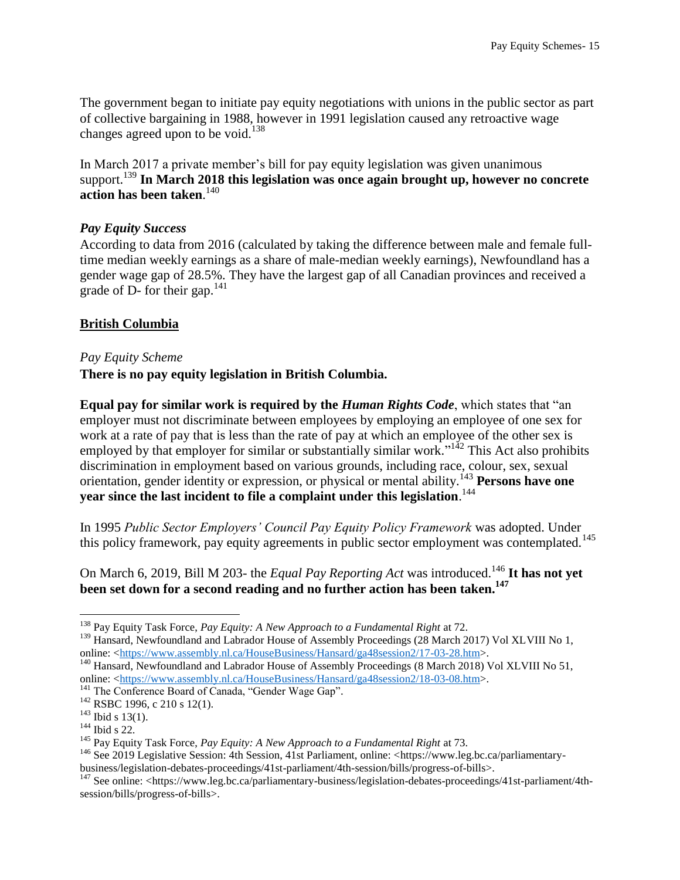The government began to initiate pay equity negotiations with unions in the public sector as part of collective bargaining in 1988, however in 1991 legislation caused any retroactive wage changes agreed upon to be void.[138]

In March 2017 a private member's bill for pay equity legislation was given unanimous support.[139] **In March 2018 this legislation was once again brought up, however no concrete action has been taken**.[140]

### *Pay Equity Success*

According to data from 2016 (calculated by taking the difference between male and female full-time median weekly earnings as a share of male-median weekly earnings), Newfoundland has a gender wage gap of 28.5%. They have the largest gap of all Canadian provinces and received a grade of D- for their gap.[141]

## British Columbia

### *Pay Equity Scheme*

**There is no pay equity legislation in British Columbia.**

**Equal pay for similar work is required by the *Human Rights Code***, which states that "an employer must not discriminate between employees by employing an employee of one sex for work at a rate of pay that is less than the rate of pay at which an employee of the other sex is employed by that employer for similar or substantially similar work."[142] This Act also prohibits discrimination in employment based on various grounds, including race, colour, sex, sexual orientation, gender identity or expression, or physical or mental ability.[143] **Persons have one year since the last incident to file a complaint under this legislation**.[144]

In 1995 *Public Sector Employers' Council Pay Equity Policy Framework* was adopted. Under this policy framework, pay equity agreements in public sector employment was contemplated.[145]

On March 6, 2019, Bill M 203- the *Equal Pay Reporting Act* was introduced.[146] **It has not yet been set down for a second reading and no further action has been taken.[147]**

---

[138] Pay Equity Task Force, *Pay Equity: A New Approach to a Fundamental Right* at 72.

[139] Hansard, Newfoundland and Labrador House of Assembly Proceedings (28 March 2017) Vol XLVIII No 1, online: <https://www.assembly.nl.ca/HouseBusiness/Hansard/ga48session2/17-03-28.htm>.

[140] Hansard, Newfoundland and Labrador House of Assembly Proceedings (8 March 2018) Vol XLVIII No 51, online: <https://www.assembly.nl.ca/HouseBusiness/Hansard/ga48session2/18-03-08.htm>.

[141] The Conference Board of Canada, "Gender Wage Gap".

[142] RSBC 1996, c 210 s 12(1).

[143] Ibid s 13(1).

[144] Ibid s 22.

[145] Pay Equity Task Force, *Pay Equity: A New Approach to a Fundamental Right* at 73.

[146] See 2019 Legislative Session: 4th Session, 41st Parliament, online: <https://www.leg.bc.ca/parliamentary-business/legislation-debates-proceedings/41st-parliament/4th-session/bills/progress-of-bills>.

[147] See online: <https://www.leg.bc.ca/parliamentary-business/legislation-debates-proceedings/41st-parliament/4th-session/bills/progress-of-bills>.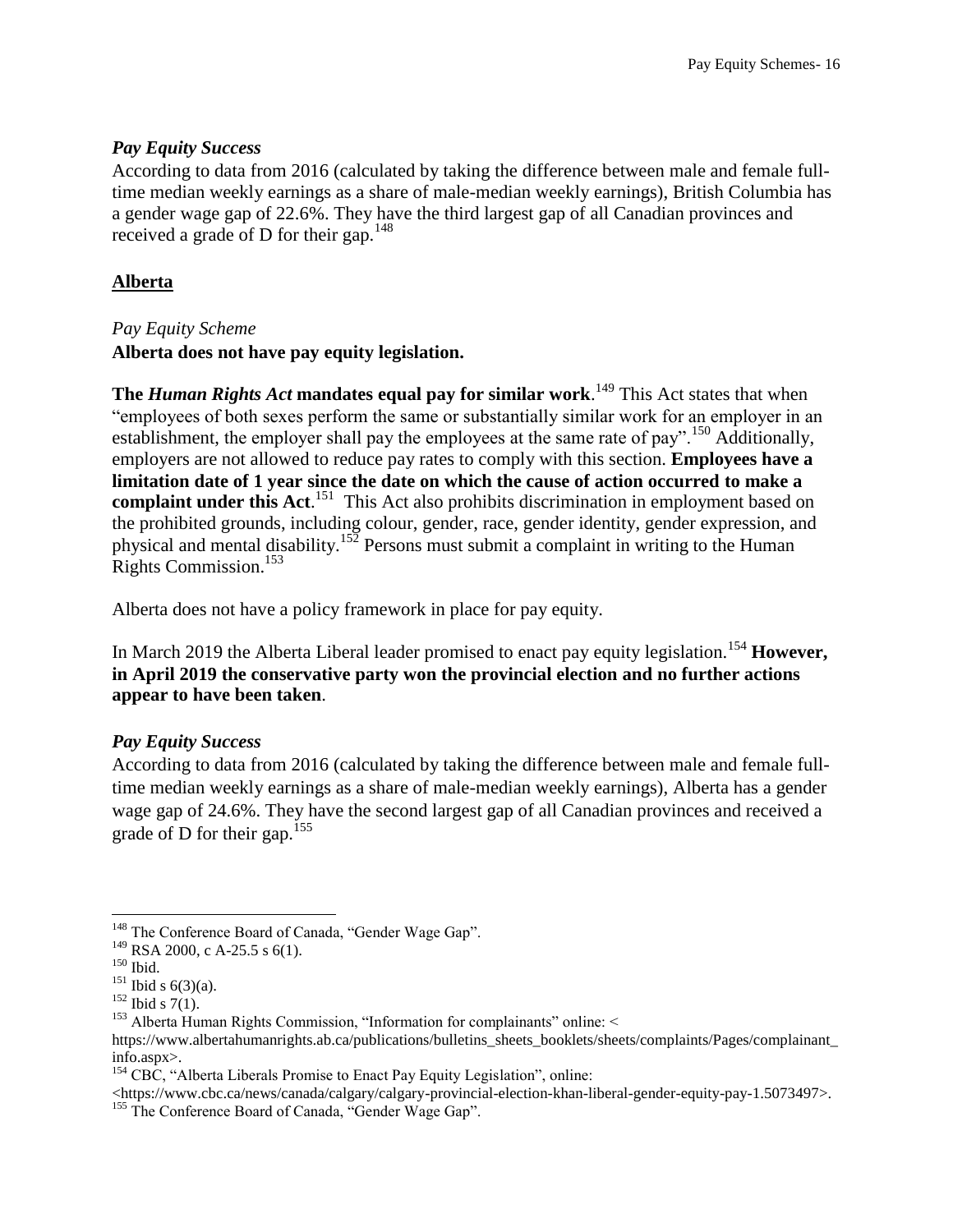*Pay Equity Success*

According to data from 2016 (calculated by taking the difference between male and female full-time median weekly earnings as a share of male-median weekly earnings), British Columbia has a gender wage gap of 22.6%. They have the third largest gap of all Canadian provinces and received a grade of D for their gap.[148]

## Alberta

*Pay Equity Scheme*

**Alberta does not have pay equity legislation.**

**The *Human Rights Act* mandates equal pay for similar work**.[149] This Act states that when "employees of both sexes perform the same or substantially similar work for an employer in an establishment, the employer shall pay the employees at the same rate of pay".[150] Additionally, employers are not allowed to reduce pay rates to comply with this section. **Employees have a limitation date of 1 year since the date on which the cause of action occurred to make a complaint under this Act**.[151] This Act also prohibits discrimination in employment based on the prohibited grounds, including colour, gender, race, gender identity, gender expression, and physical and mental disability.[152] Persons must submit a complaint in writing to the Human Rights Commission.[153]

Alberta does not have a policy framework in place for pay equity.

In March 2019 the Alberta Liberal leader promised to enact pay equity legislation.[154] **However, in April 2019 the conservative party won the provincial election and no further actions appear to have been taken**.

*Pay Equity Success*

According to data from 2016 (calculated by taking the difference between male and female full-time median weekly earnings as a share of male-median weekly earnings), Alberta has a gender wage gap of 24.6%. They have the second largest gap of all Canadian provinces and received a grade of D for their gap.[155]

---

[148] The Conference Board of Canada, "Gender Wage Gap".

[149] RSA 2000, c A-25.5 s 6(1).

[150] Ibid.

[151] Ibid s 6(3)(a).

[152] Ibid s 7(1).

[153] Alberta Human Rights Commission, "Information for complainants" online: < https://www.albertahumanrights.ab.ca/publications/bulletins_sheets_booklets/sheets/complaints/Pages/complainant_info.aspx>.

[154] CBC, "Alberta Liberals Promise to Enact Pay Equity Legislation", online: <https://www.cbc.ca/news/canada/calgary/calgary-provincial-election-khan-liberal-gender-equity-pay-1.5073497>.

[155] The Conference Board of Canada, "Gender Wage Gap".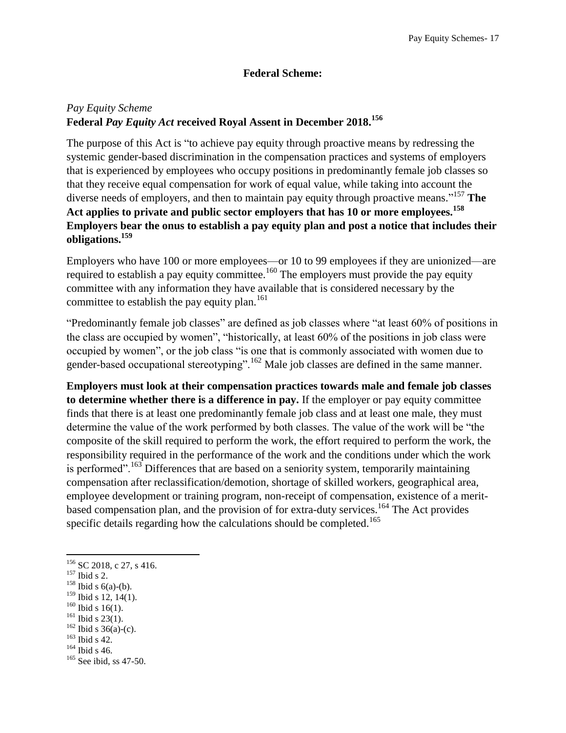## Federal Scheme:

### *Pay Equity Scheme*

**Federal *Pay Equity Act* received Royal Assent in December 2018.[156]**

The purpose of this Act is "to achieve pay equity through proactive means by redressing the systemic gender-based discrimination in the compensation practices and systems of employers that is experienced by employees who occupy positions in predominantly female job classes so that they receive equal compensation for work of equal value, while taking into account the diverse needs of employers, and then to maintain pay equity through proactive means."[157] **The Act applies to private and public sector employers that has 10 or more employees.[158] Employers bear the onus to establish a pay equity plan and post a notice that includes their obligations.[159]**

Employers who have 100 or more employees—or 10 to 99 employees if they are unionized—are required to establish a pay equity committee.[160] The employers must provide the pay equity committee with any information they have available that is considered necessary by the committee to establish the pay equity plan.[161]

"Predominantly female job classes" are defined as job classes where "at least 60% of positions in the class are occupied by women", "historically, at least 60% of the positions in job class were occupied by women", or the job class "is one that is commonly associated with women due to gender-based occupational stereotyping".[162] Male job classes are defined in the same manner.

**Employers must look at their compensation practices towards male and female job classes to determine whether there is a difference in pay.** If the employer or pay equity committee finds that there is at least one predominantly female job class and at least one male, they must determine the value of the work performed by both classes. The value of the work will be "the composite of the skill required to perform the work, the effort required to perform the work, the responsibility required in the performance of the work and the conditions under which the work is performed".[163] Differences that are based on a seniority system, temporarily maintaining compensation after reclassification/demotion, shortage of skilled workers, geographical area, employee development or training program, non-receipt of compensation, existence of a merit-based compensation plan, and the provision of for extra-duty services.[164] The Act provides specific details regarding how the calculations should be completed.[165]

---

[156] SC 2018, c 27, s 416.
[157] Ibid s 2.
[158] Ibid s 6(a)-(b).
[159] Ibid s 12, 14(1).
[160] Ibid s 16(1).
[161] Ibid s 23(1).
[162] Ibid s 36(a)-(c).
[163] Ibid s 42.
[164] Ibid s 46.
[165] See ibid, ss 47-50.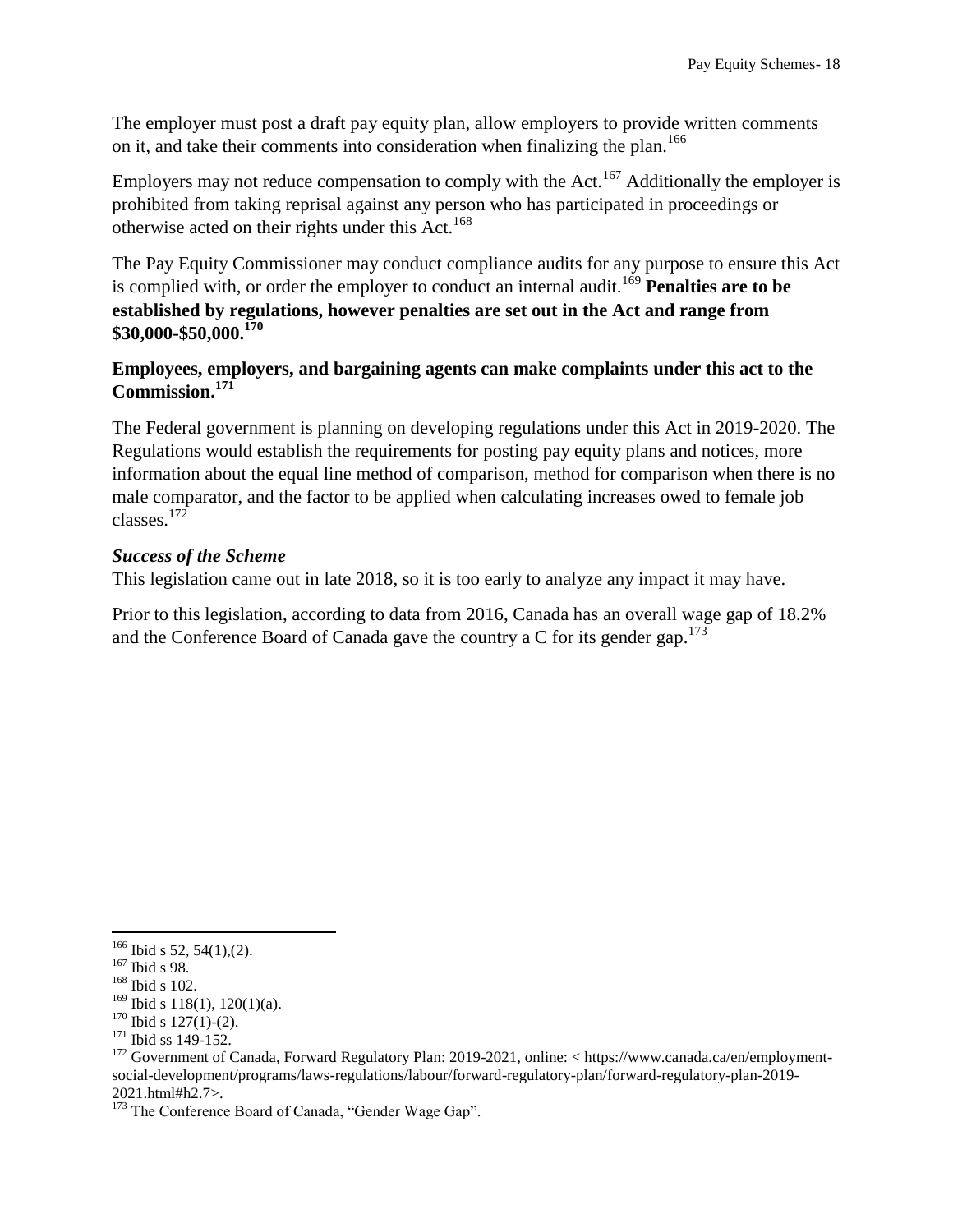The employer must post a draft pay equity plan, allow employers to provide written comments on it, and take their comments into consideration when finalizing the plan.[166]

Employers may not reduce compensation to comply with the Act.[167] Additionally the employer is prohibited from taking reprisal against any person who has participated in proceedings or otherwise acted on their rights under this Act.[168]

The Pay Equity Commissioner may conduct compliance audits for any purpose to ensure this Act is complied with, or order the employer to conduct an internal audit.[169] **Penalties are to be established by regulations, however penalties are set out in the Act and range from $30,000-$50,000.[170]**

**Employees, employers, and bargaining agents can make complaints under this act to the Commission.[171]**

The Federal government is planning on developing regulations under this Act in 2019-2020. The Regulations would establish the requirements for posting pay equity plans and notices, more information about the equal line method of comparison, method for comparison when there is no male comparator, and the factor to be applied when calculating increases owed to female job classes.[172]

***Success of the Scheme***

This legislation came out in late 2018, so it is too early to analyze any impact it may have.

Prior to this legislation, according to data from 2016, Canada has an overall wage gap of 18.2% and the Conference Board of Canada gave the country a C for its gender gap.[173]

---

[166] Ibid s 52, 54(1),(2).
[167] Ibid s 98.
[168] Ibid s 102.
[169] Ibid s 118(1), 120(1)(a).
[170] Ibid s 127(1)-(2).
[171] Ibid ss 149-152.
[172] Government of Canada, Forward Regulatory Plan: 2019-2021, online: < https://www.canada.ca/en/employment-social-development/programs/laws-regulations/labour/forward-regulatory-plan/forward-regulatory-plan-2019-2021.html#h2.7>.
[173] The Conference Board of Canada, "Gender Wage Gap".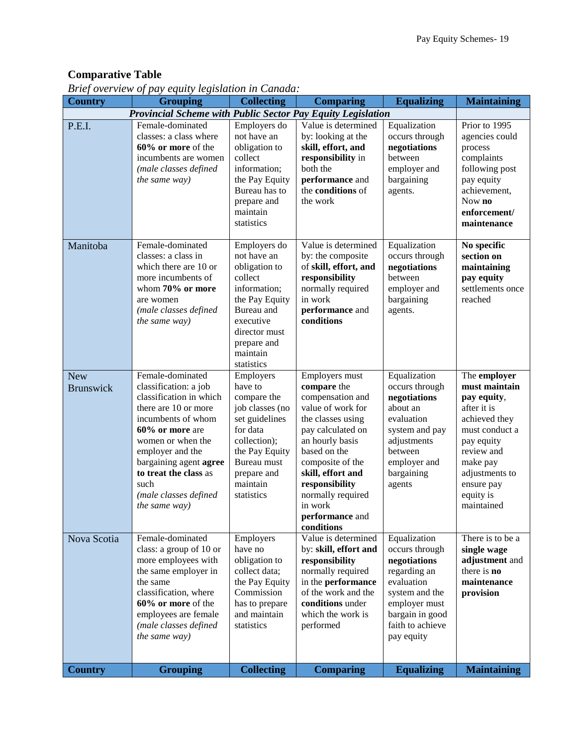**Comparative Table**

*Brief overview of pay equity legislation in Canada:*

| Country | Grouping | Collecting | Comparing | Equalizing | Maintaining |
|---|---|---|---|---|---|
| ***Provincial Scheme with Public Sector Pay Equity Legislation*** | | | | | |
| P.E.I. | Female-dominated classes: a class where **60% or more** of the incumbents are women *(male classes defined the same way)* | Employers do not have an obligation to collect information; the Pay Equity Bureau has to prepare and maintain statistics | Value is determined by: looking at the **skill, effort, and responsibility** in both the **performance** and the **conditions** of the work | Equalization occurs through **negotiations** between employer and bargaining agents. | Prior to 1995 agencies could process complaints following post pay equity achievement, Now **no enforcement/ maintenance** |
| Manitoba | Female-dominated classes: a class in which there are 10 or more incumbents of whom **70% or more** are women *(male classes defined the same way)* | Employers do not have an obligation to collect information; the Pay Equity Bureau and executive director must prepare and maintain statistics | Value is determined by: the composite of **skill, effort, and responsibility** normally required in work **performance** and **conditions** | Equalization occurs through **negotiations** between employer and bargaining agents. | **No specific section on maintaining pay equity** settlements once reached |
| New Brunswick | Female-dominated classification: a job classification in which there are 10 or more incumbents of whom **60% or more** are women or when the employer and the bargaining agent **agree to treat the class** as such *(male classes defined the same way)* | Employers have to compare the job classes (no set guidelines for data collection); the Pay Equity Bureau must prepare and maintain statistics | Employers must **compare** the compensation and value of work for the classes using pay calculated on an hourly basis based on the composite of the **skill, effort and responsibility** normally required in work **performance** and **conditions** | Equalization occurs through **negotiations** about an evaluation system and pay adjustments between employer and bargaining agents | The **employer must maintain pay equity**, after it is achieved they must conduct a pay equity review and make pay adjustments to ensure pay equity is maintained |
| Nova Scotia | Female-dominated class: a group of 10 or more employees with the same employer in the same classification, where **60% or more** of the employees are female *(male classes defined the same way)* | Employers have no obligation to collect data; the Pay Equity Commission has to prepare and maintain statistics | Value is determined by: **skill, effort and responsibility** normally required in the **performance** of the work and the **conditions** under which the work is performed | Equalization occurs through **negotiations** regarding an evaluation system and the employer must bargain in good faith to achieve pay equity | There is to be a **single wage adjustment** and there is **no maintenance provision** |
| **Country** | **Grouping** | **Collecting** | **Comparing** | **Equalizing** | **Maintaining** |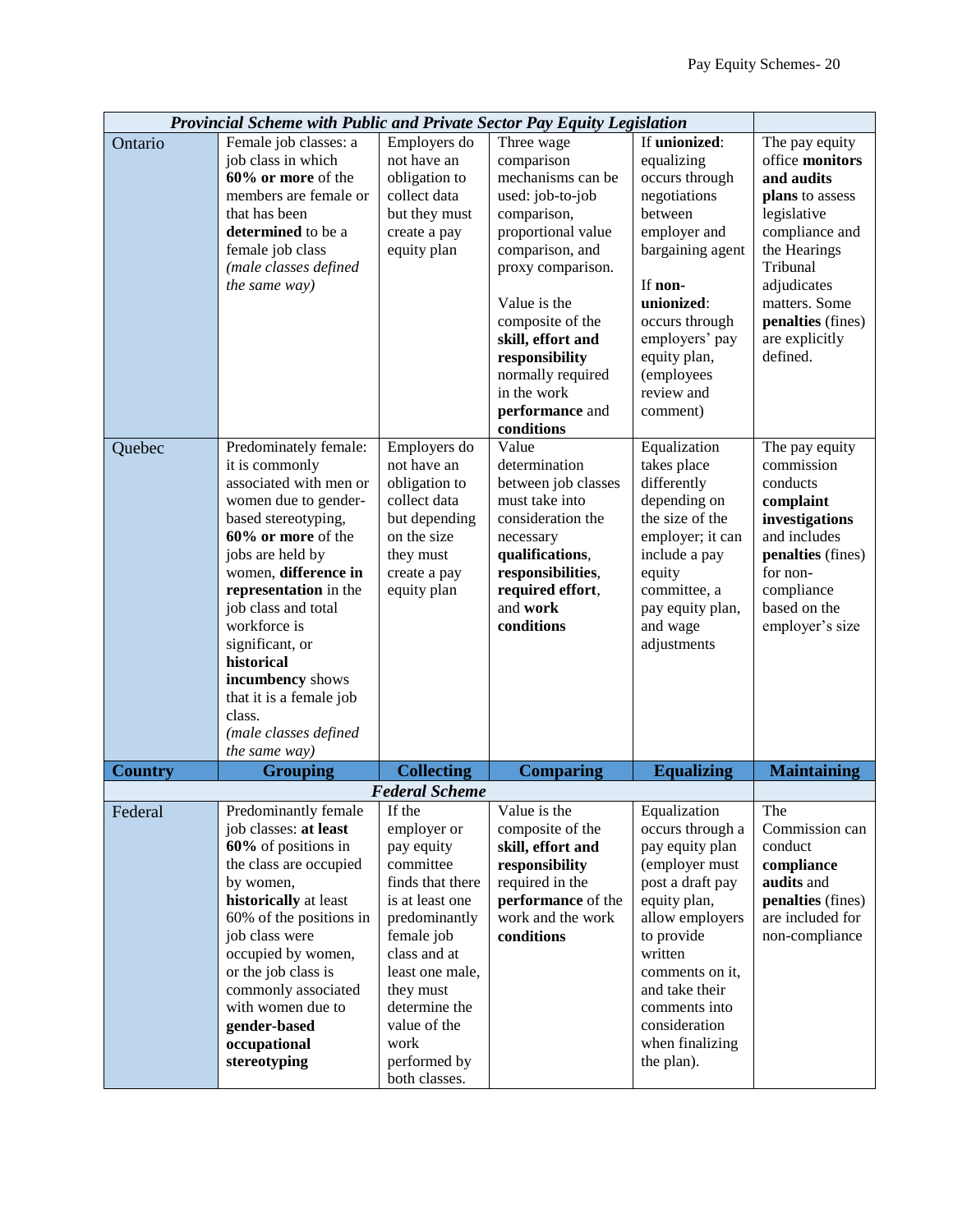| Provincial Scheme with Public and Private Sector Pay Equity Legislation | | | | | |
|---|---|---|---|---|---|
| Ontario | Female job classes: a job class in which **60% or more** of the members are female or that has been **determined** to be a female job class *(male classes defined the same way)* | Employers do not have an obligation to collect data but they must create a pay equity plan | Three wage comparison mechanisms can be used: job-to-job comparison, proportional value comparison, and proxy comparison. Value is the composite of the **skill, effort and responsibility** normally required in the work **performance** and **conditions** | If **unionized**: equalizing occurs through negotiations between employer and bargaining agent. If **non-unionized**: occurs through employers' pay equity plan, (employees review and comment) | The pay equity office **monitors and audits plans** to assess legislative compliance and the Hearings Tribunal adjudicates matters. Some **penalties** (fines) are explicitly defined. |
| Quebec | Predominately female: it is commonly associated with men or women due to gender-based stereotyping, **60% or more** of the jobs are held by women, **difference in representation** in the job class and total workforce is significant, or **historical incumbency** shows that it is a female job class. *(male classes defined the same way)* | Employers do not have an obligation to collect data but depending on the size they must create a pay equity plan | Value determination between job classes must take into consideration the necessary **qualifications**, **responsibilities**, **required effort**, and **work conditions** | Equalization takes place differently depending on the size of the employer; it can include a pay equity committee, a pay equity plan, and wage adjustments | The pay equity commission conducts **complaint investigations** and includes **penalties** (fines) for non-compliance based on the employer's size |
| **Country** | **Grouping** | **Collecting** | **Comparing** | **Equalizing** | **Maintaining** |
| ***Federal Scheme*** | | | | | |
| Federal | Predominantly female job classes: **at least 60%** of positions in the class are occupied by women, **historically** at least 60% of the positions in job class were occupied by women, or the job class is commonly associated with women due to **gender-based occupational stereotyping** | If the employer or pay equity committee finds that there is at least one predominantly female job class and at least one male, they must determine the value of the work performed by both classes. | Value is the composite of the **skill, effort and responsibility** required in the **performance** of the work and the work **conditions** | Equalization occurs through a pay equity plan (employer must post a draft pay equity plan, allow employers to provide written comments on it, and take their comments into consideration when finalizing the plan). | The Commission can conduct **compliance audits** and **penalties** (fines) are included for non-compliance |